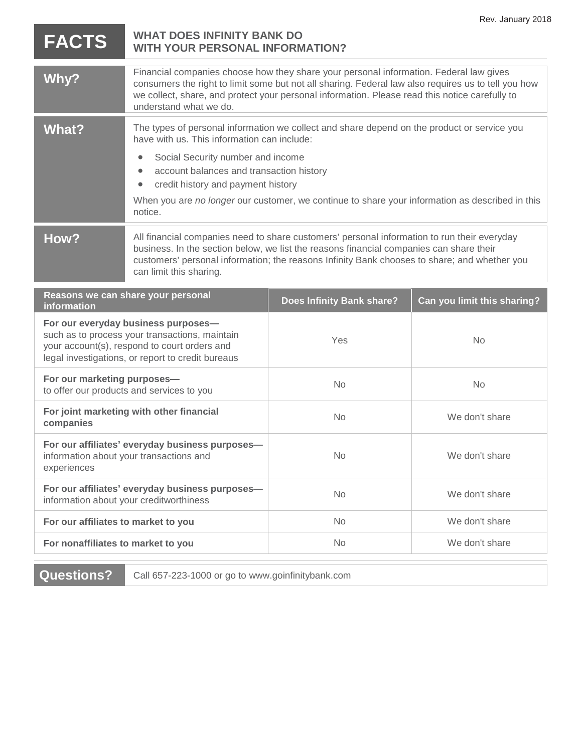Rev. January 2018

# FACTS — WHAT DOES INFINITY BANK DO WITH YOUR PERSONAL INFORMATION?

## Why?

Financial companies choose how they share your personal information. Federal law gives consumers the right to limit some but not all sharing. Federal law also requires us to tell you how we collect, share, and protect your personal information. Please read this notice carefully to understand what we do.

## What?

The types of personal information we collect and share depend on the product or service you have with us. This information can include:

- Social Security number and income
- account balances and transaction history
- credit history and payment history

When you are *no longer* our customer, we continue to share your information as described in this notice.

## How?

All financial companies need to share customers' personal information to run their everyday business. In the section below, we list the reasons financial companies can share their customers' personal information; the reasons Infinity Bank chooses to share; and whether you can limit this sharing.

| Reasons we can share your personal information | Does Infinity Bank share? | Can you limit this sharing? |
|---|---|---|
| **For our everyday business purposes—** such as to process your transactions, maintain your account(s), respond to court orders and legal investigations, or report to credit bureaus | Yes | No |
| **For our marketing purposes—** to offer our products and services to you | No | No |
| **For joint marketing with other financial companies** | No | We don't share |
| **For our affiliates' everyday business purposes—** information about your transactions and experiences | No | We don't share |
| **For our affiliates' everyday business purposes—** information about your creditworthiness | No | We don't share |
| **For our affiliates to market to you** | No | We don't share |
| **For nonaffiliates to market to you** | No | We don't share |

## Questions?

Call 657-223-1000 or go to www.goinfinitybank.com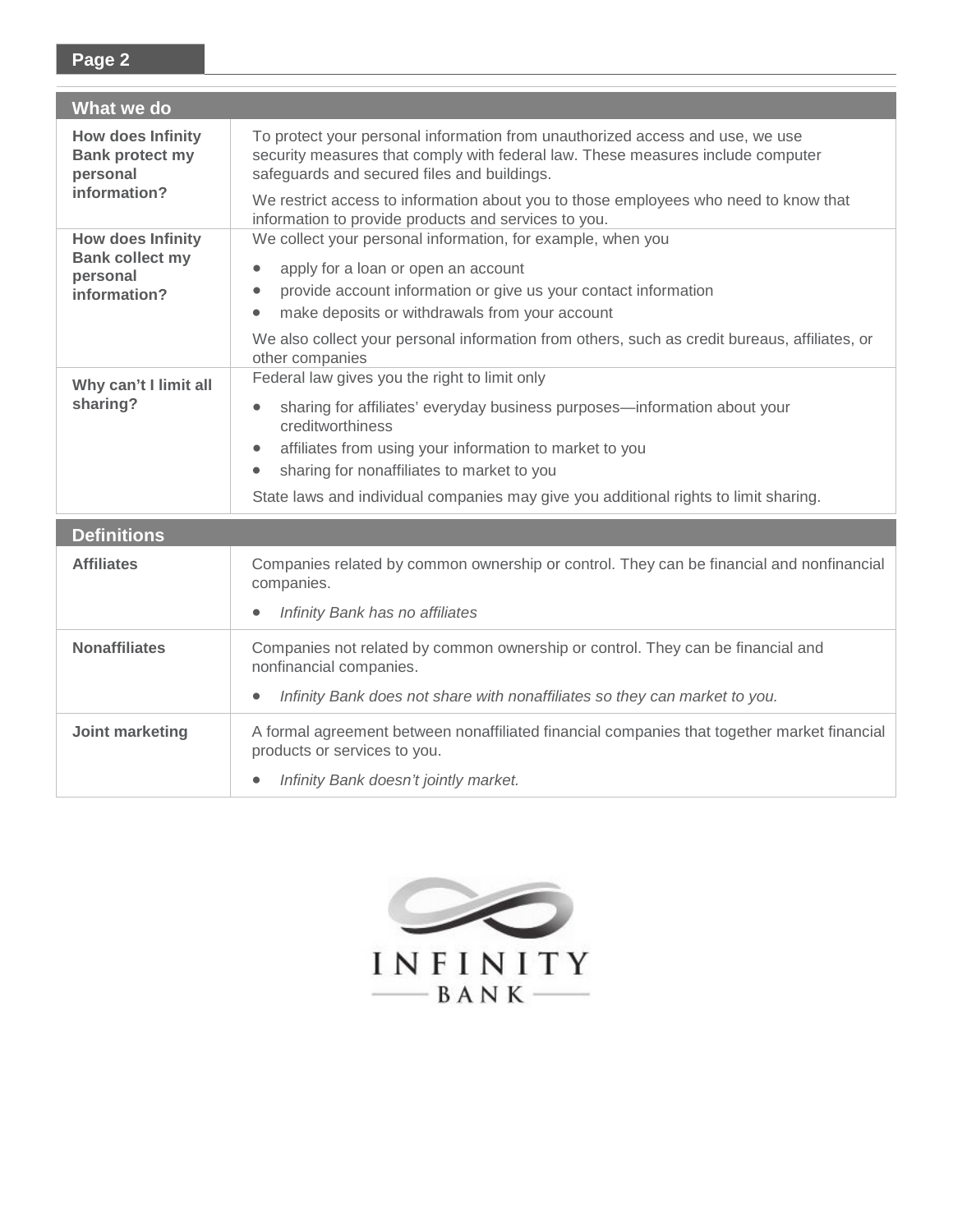| What we do | |
|---|---|
| **How does Infinity Bank protect my personal information?** | To protect your personal information from unauthorized access and use, we use security measures that comply with federal law. These measures include computer safeguards and secured files and buildings.<br><br>We restrict access to information about you to those employees who need to know that information to provide products and services to you. |
| **How does Infinity Bank collect my personal information?** | We collect your personal information, for example, when you<br><br>• apply for a loan or open an account<br>• provide account information or give us your contact information<br>• make deposits or withdrawals from your account<br><br>We also collect your personal information from others, such as credit bureaus, affiliates, or other companies |
| **Why can't I limit all sharing?** | Federal law gives you the right to limit only<br><br>• sharing for affiliates' everyday business purposes—information about your creditworthiness<br>• affiliates from using your information to market to you<br>• sharing for nonaffiliates to market to you<br><br>State laws and individual companies may give you additional rights to limit sharing. |

| Definitions | |
|---|---|
| **Affiliates** | Companies related by common ownership or control. They can be financial and nonfinancial companies.<br><br>• *Infinity Bank has no affiliates* |
| **Nonaffiliates** | Companies not related by common ownership or control. They can be financial and nonfinancial companies.<br><br>• *Infinity Bank does not share with nonaffiliates so they can market to you.* |
| **Joint marketing** | A formal agreement between nonaffiliated financial companies that together market financial products or services to you.<br><br>• *Infinity Bank doesn't jointly market.* |

INFINITY
BANK